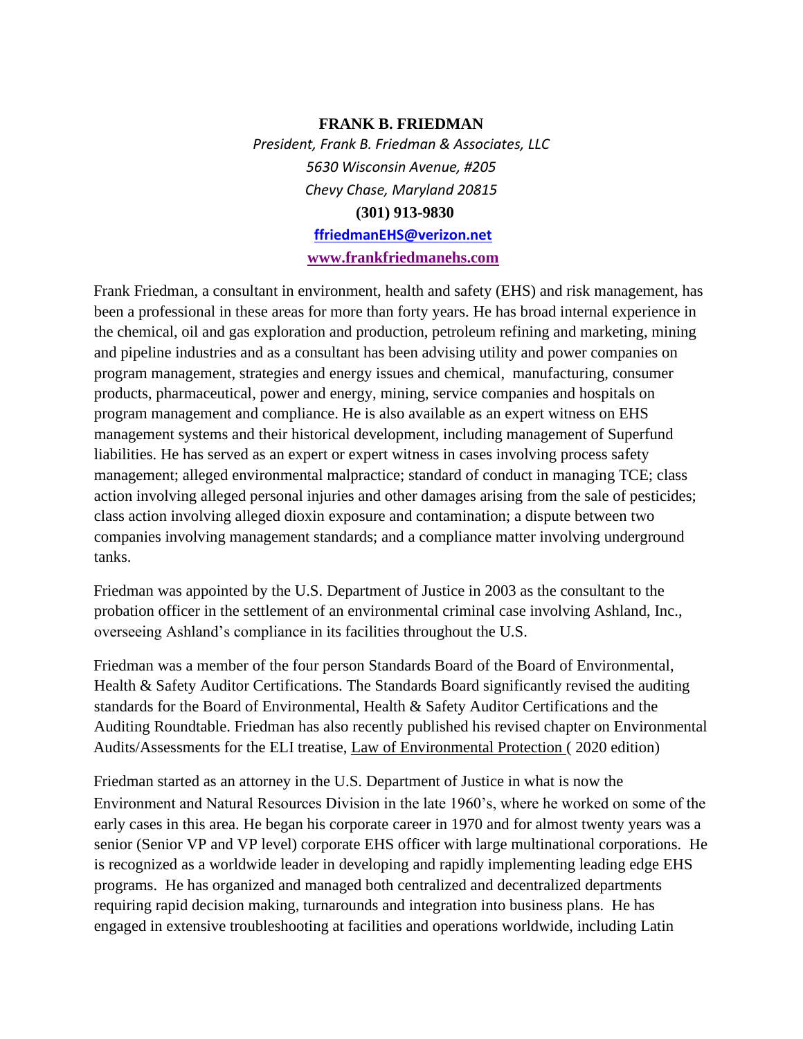**FRANK B. FRIEDMAN**

*President, Frank B. Friedman & Associates, LLC*
*5630 Wisconsin Avenue, #205*
*Chevy Chase, Maryland 20815*
**(301) 913-9830**
**ffriedmanEHS@verizon.net**
**www.frankfriedmanehs.com**

Frank Friedman, a consultant in environment, health and safety (EHS) and risk management, has been a professional in these areas for more than forty years. He has broad internal experience in the chemical, oil and gas exploration and production, petroleum refining and marketing, mining and pipeline industries and as a consultant has been advising utility and power companies on program management, strategies and energy issues and chemical, manufacturing, consumer products, pharmaceutical, power and energy, mining, service companies and hospitals on program management and compliance. He is also available as an expert witness on EHS management systems and their historical development, including management of Superfund liabilities. He has served as an expert or expert witness in cases involving process safety management; alleged environmental malpractice; standard of conduct in managing TCE; class action involving alleged personal injuries and other damages arising from the sale of pesticides; class action involving alleged dioxin exposure and contamination; a dispute between two companies involving management standards; and a compliance matter involving underground tanks.

Friedman was appointed by the U.S. Department of Justice in 2003 as the consultant to the probation officer in the settlement of an environmental criminal case involving Ashland, Inc., overseeing Ashland's compliance in its facilities throughout the U.S.

Friedman was a member of the four person Standards Board of the Board of Environmental, Health & Safety Auditor Certifications. The Standards Board significantly revised the auditing standards for the Board of Environmental, Health & Safety Auditor Certifications and the Auditing Roundtable. Friedman has also recently published his revised chapter on Environmental Audits/Assessments for the ELI treatise, Law of Environmental Protection ( 2020 edition)

Friedman started as an attorney in the U.S. Department of Justice in what is now the Environment and Natural Resources Division in the late 1960's, where he worked on some of the early cases in this area. He began his corporate career in 1970 and for almost twenty years was a senior (Senior VP and VP level) corporate EHS officer with large multinational corporations. He is recognized as a worldwide leader in developing and rapidly implementing leading edge EHS programs. He has organized and managed both centralized and decentralized departments requiring rapid decision making, turnarounds and integration into business plans. He has engaged in extensive troubleshooting at facilities and operations worldwide, including Latin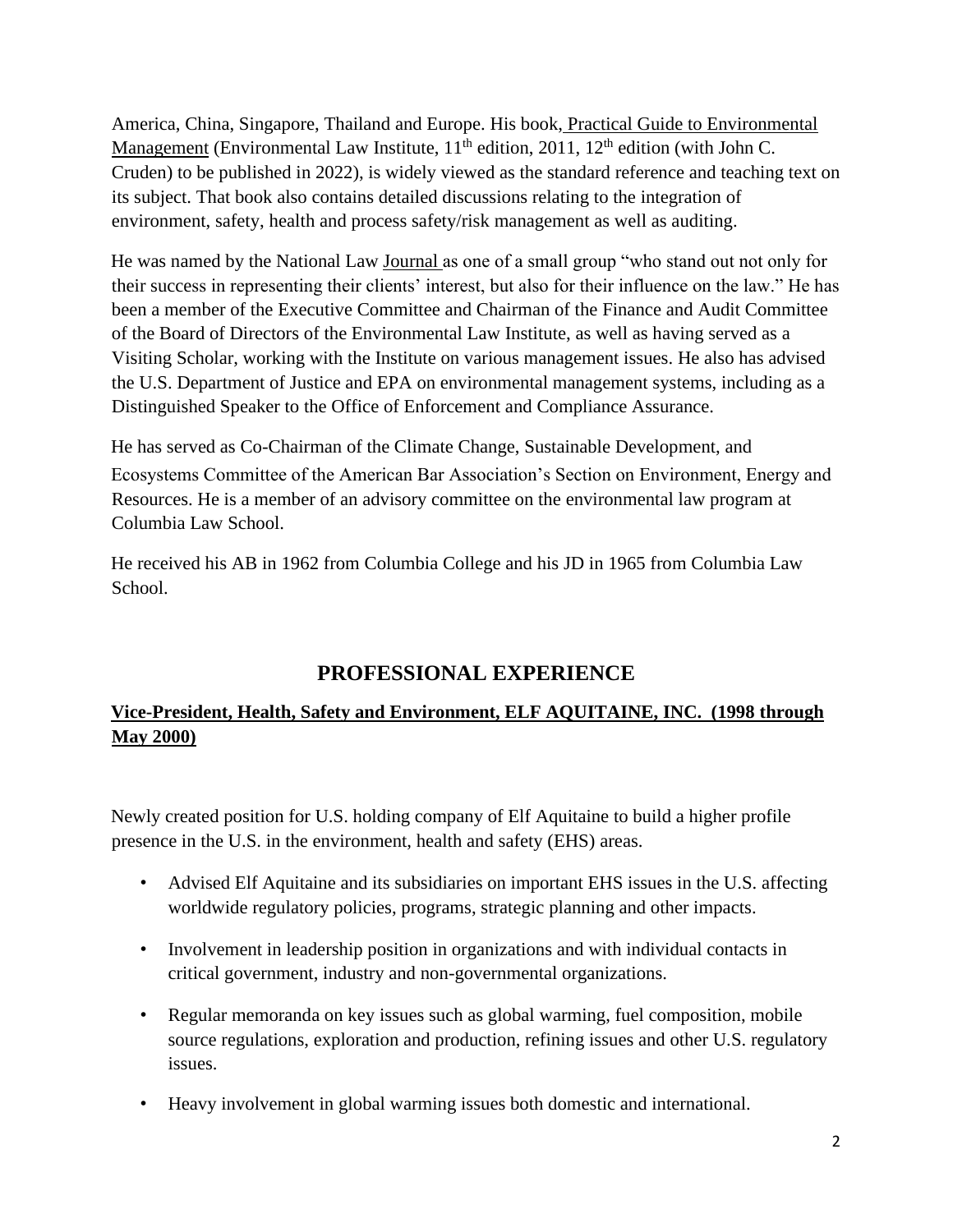America, China, Singapore, Thailand and Europe. His book, Practical Guide to Environmental Management (Environmental Law Institute, 11th edition, 2011, 12th edition (with John C. Cruden) to be published in 2022), is widely viewed as the standard reference and teaching text on its subject. That book also contains detailed discussions relating to the integration of environment, safety, health and process safety/risk management as well as auditing.

He was named by the National Law Journal as one of a small group "who stand out not only for their success in representing their clients' interest, but also for their influence on the law." He has been a member of the Executive Committee and Chairman of the Finance and Audit Committee of the Board of Directors of the Environmental Law Institute, as well as having served as a Visiting Scholar, working with the Institute on various management issues. He also has advised the U.S. Department of Justice and EPA on environmental management systems, including as a Distinguished Speaker to the Office of Enforcement and Compliance Assurance.

He has served as Co-Chairman of the Climate Change, Sustainable Development, and Ecosystems Committee of the American Bar Association's Section on Environment, Energy and Resources. He is a member of an advisory committee on the environmental law program at Columbia Law School.

He received his AB in 1962 from Columbia College and his JD in 1965 from Columbia Law School.

## PROFESSIONAL EXPERIENCE

### Vice-President, Health, Safety and Environment, ELF AQUITAINE, INC. (1998 through May 2000)

Newly created position for U.S. holding company of Elf Aquitaine to build a higher profile presence in the U.S. in the environment, health and safety (EHS) areas.

- Advised Elf Aquitaine and its subsidiaries on important EHS issues in the U.S. affecting worldwide regulatory policies, programs, strategic planning and other impacts.
- Involvement in leadership position in organizations and with individual contacts in critical government, industry and non-governmental organizations.
- Regular memoranda on key issues such as global warming, fuel composition, mobile source regulations, exploration and production, refining issues and other U.S. regulatory issues.
- Heavy involvement in global warming issues both domestic and international.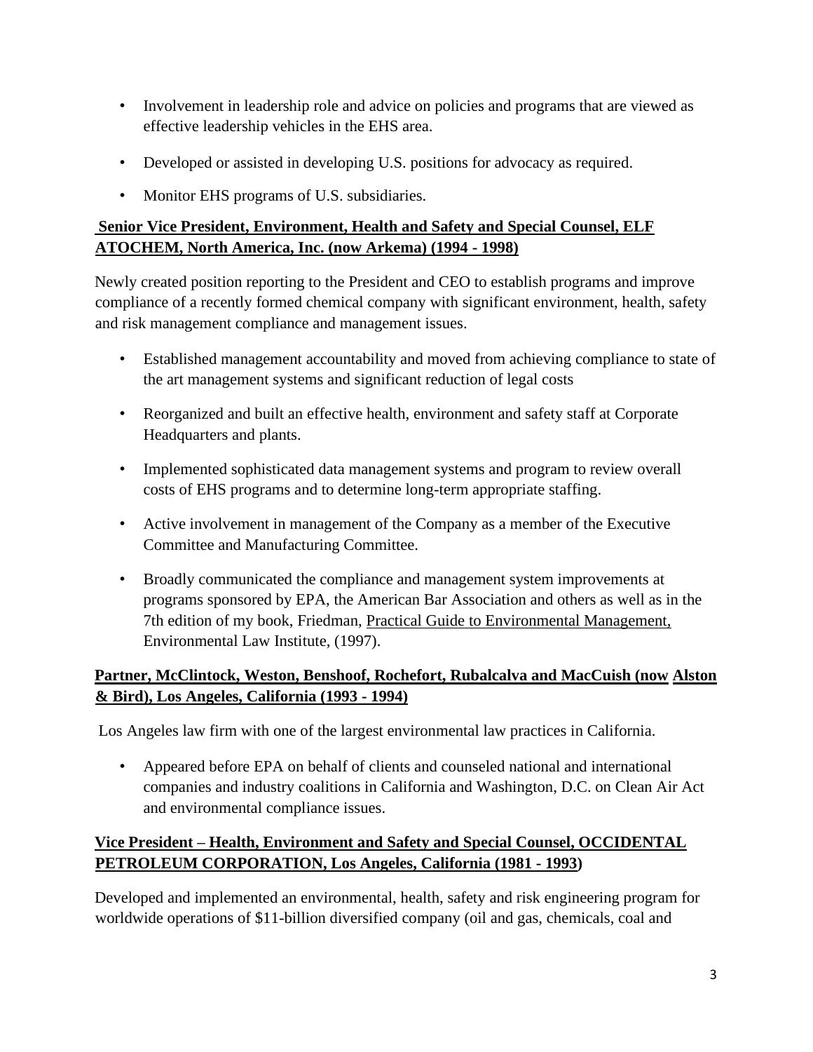- Involvement in leadership role and advice on policies and programs that are viewed as effective leadership vehicles in the EHS area.

- Developed or assisted in developing U.S. positions for advocacy as required.

- Monitor EHS programs of U.S. subsidiaries.

**Senior Vice President, Environment, Health and Safety and Special Counsel, ELF ATOCHEM, North America, Inc. (now Arkema) (1994 - 1998)**

Newly created position reporting to the President and CEO to establish programs and improve compliance of a recently formed chemical company with significant environment, health, safety and risk management compliance and management issues.

- Established management accountability and moved from achieving compliance to state of the art management systems and significant reduction of legal costs

- Reorganized and built an effective health, environment and safety staff at Corporate Headquarters and plants.

- Implemented sophisticated data management systems and program to review overall costs of EHS programs and to determine long-term appropriate staffing.

- Active involvement in management of the Company as a member of the Executive Committee and Manufacturing Committee.

- Broadly communicated the compliance and management system improvements at programs sponsored by EPA, the American Bar Association and others as well as in the 7th edition of my book, Friedman, Practical Guide to Environmental Management, Environmental Law Institute, (1997).

**Partner, McClintock, Weston, Benshoof, Rochefort, Rubalcalva and MacCuish (now Alston & Bird), Los Angeles, California (1993 - 1994)**

Los Angeles law firm with one of the largest environmental law practices in California.

- Appeared before EPA on behalf of clients and counseled national and international companies and industry coalitions in California and Washington, D.C. on Clean Air Act and environmental compliance issues.

**Vice President – Health, Environment and Safety and Special Counsel, OCCIDENTAL PETROLEUM CORPORATION, Los Angeles, California (1981 - 1993)**

Developed and implemented an environmental, health, safety and risk engineering program for worldwide operations of $11-billion diversified company (oil and gas, chemicals, coal and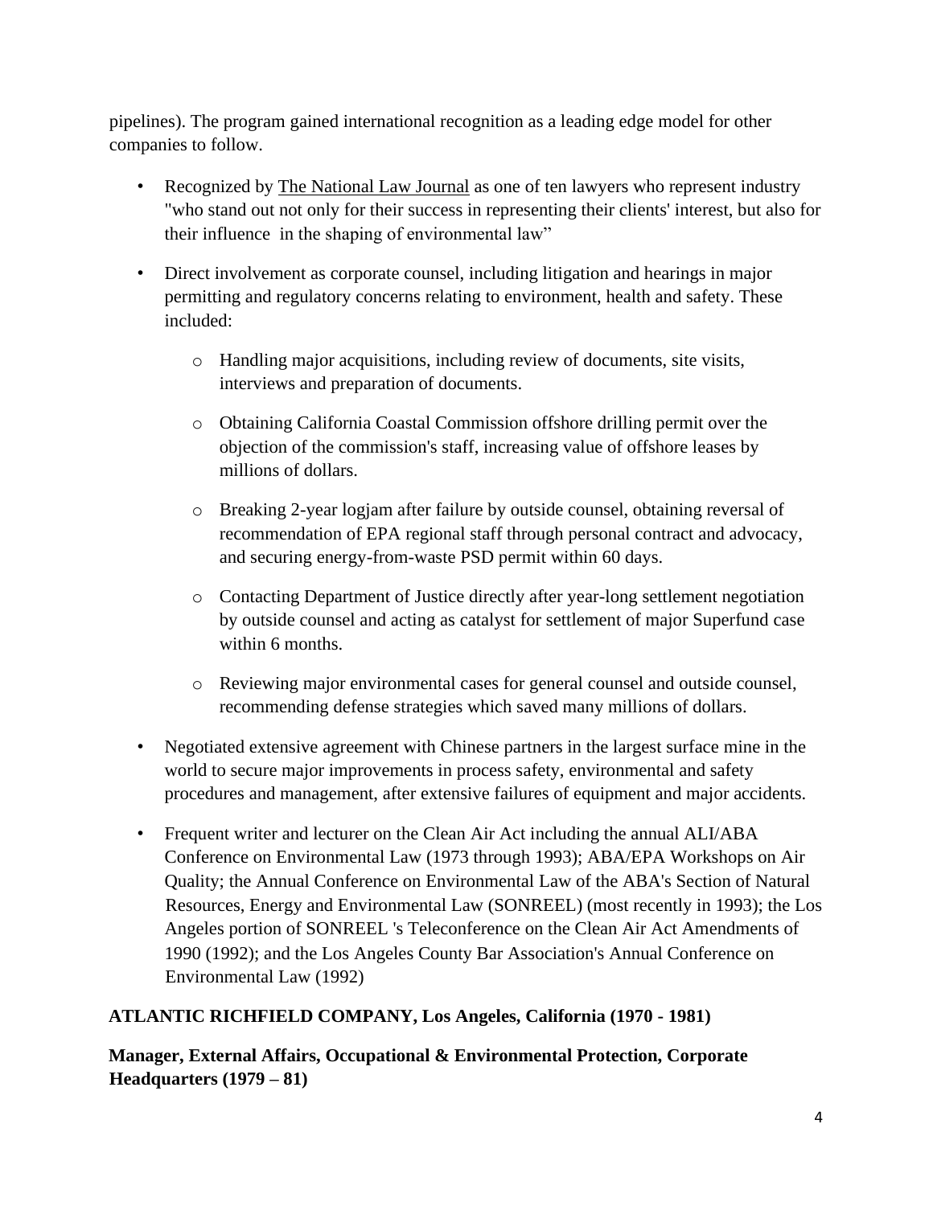pipelines). The program gained international recognition as a leading edge model for other companies to follow.

- Recognized by The National Law Journal as one of ten lawyers who represent industry "who stand out not only for their success in representing their clients' interest, but also for their influence in the shaping of environmental law"
- Direct involvement as corporate counsel, including litigation and hearings in major permitting and regulatory concerns relating to environment, health and safety. These included:
    - Handling major acquisitions, including review of documents, site visits, interviews and preparation of documents.
    - Obtaining California Coastal Commission offshore drilling permit over the objection of the commission's staff, increasing value of offshore leases by millions of dollars.
    - Breaking 2-year logjam after failure by outside counsel, obtaining reversal of recommendation of EPA regional staff through personal contract and advocacy, and securing energy-from-waste PSD permit within 60 days.
    - Contacting Department of Justice directly after year-long settlement negotiation by outside counsel and acting as catalyst for settlement of major Superfund case within 6 months.
    - Reviewing major environmental cases for general counsel and outside counsel, recommending defense strategies which saved many millions of dollars.
- Negotiated extensive agreement with Chinese partners in the largest surface mine in the world to secure major improvements in process safety, environmental and safety procedures and management, after extensive failures of equipment and major accidents.
- Frequent writer and lecturer on the Clean Air Act including the annual ALI/ABA Conference on Environmental Law (1973 through 1993); ABA/EPA Workshops on Air Quality; the Annual Conference on Environmental Law of the ABA's Section of Natural Resources, Energy and Environmental Law (SONREEL) (most recently in 1993); the Los Angeles portion of SONREEL 's Teleconference on the Clean Air Act Amendments of 1990 (1992); and the Los Angeles County Bar Association's Annual Conference on Environmental Law (1992)

**ATLANTIC RICHFIELD COMPANY, Los Angeles, California (1970 - 1981)**

**Manager, External Affairs, Occupational & Environmental Protection, Corporate Headquarters (1979 – 81)**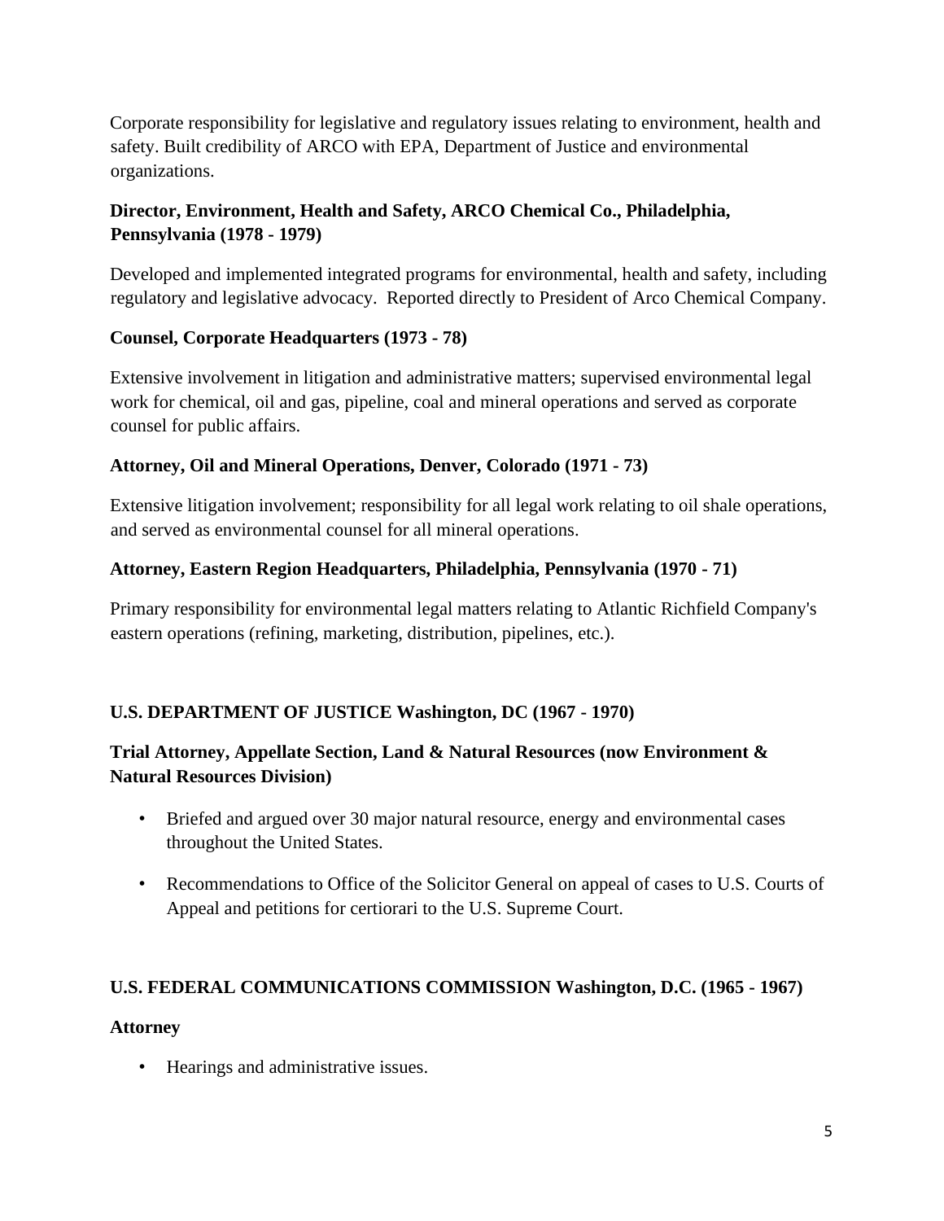Corporate responsibility for legislative and regulatory issues relating to environment, health and safety. Built credibility of ARCO with EPA, Department of Justice and environmental organizations.

**Director, Environment, Health and Safety, ARCO Chemical Co., Philadelphia, Pennsylvania (1978 - 1979)**

Developed and implemented integrated programs for environmental, health and safety, including regulatory and legislative advocacy. Reported directly to President of Arco Chemical Company.

**Counsel, Corporate Headquarters (1973 - 78)**

Extensive involvement in litigation and administrative matters; supervised environmental legal work for chemical, oil and gas, pipeline, coal and mineral operations and served as corporate counsel for public affairs.

**Attorney, Oil and Mineral Operations, Denver, Colorado (1971 - 73)**

Extensive litigation involvement; responsibility for all legal work relating to oil shale operations, and served as environmental counsel for all mineral operations.

**Attorney, Eastern Region Headquarters, Philadelphia, Pennsylvania (1970 - 71)**

Primary responsibility for environmental legal matters relating to Atlantic Richfield Company's eastern operations (refining, marketing, distribution, pipelines, etc.).

**U.S. DEPARTMENT OF JUSTICE Washington, DC (1967 - 1970)**

**Trial Attorney, Appellate Section, Land & Natural Resources (now Environment & Natural Resources Division)**

- Briefed and argued over 30 major natural resource, energy and environmental cases throughout the United States.
- Recommendations to Office of the Solicitor General on appeal of cases to U.S. Courts of Appeal and petitions for certiorari to the U.S. Supreme Court.

**U.S. FEDERAL COMMUNICATIONS COMMISSION Washington, D.C. (1965 - 1967)**

**Attorney**

- Hearings and administrative issues.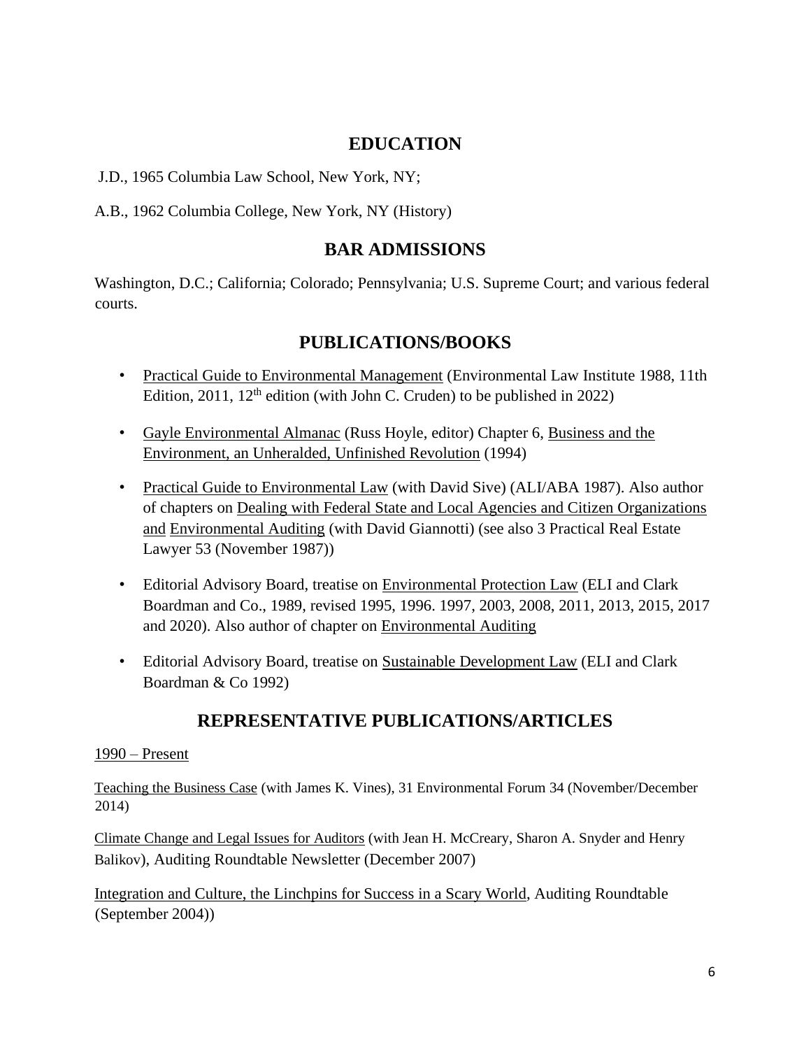## EDUCATION

J.D., 1965 Columbia Law School, New York, NY;

A.B., 1962 Columbia College, New York, NY (History)

## BAR ADMISSIONS

Washington, D.C.; California; Colorado; Pennsylvania; U.S. Supreme Court; and various federal courts.

## PUBLICATIONS/BOOKS

- Practical Guide to Environmental Management (Environmental Law Institute 1988, 11th Edition, 2011, 12th edition (with John C. Cruden) to be published in 2022)
- Gayle Environmental Almanac (Russ Hoyle, editor) Chapter 6, Business and the Environment, an Unheralded, Unfinished Revolution (1994)
- Practical Guide to Environmental Law (with David Sive) (ALI/ABA 1987). Also author of chapters on Dealing with Federal State and Local Agencies and Citizen Organizations and Environmental Auditing (with David Giannotti) (see also 3 Practical Real Estate Lawyer 53 (November 1987))
- Editorial Advisory Board, treatise on Environmental Protection Law (ELI and Clark Boardman and Co., 1989, revised 1995, 1996. 1997, 2003, 2008, 2011, 2013, 2015, 2017 and 2020). Also author of chapter on Environmental Auditing
- Editorial Advisory Board, treatise on Sustainable Development Law (ELI and Clark Boardman & Co 1992)

## REPRESENTATIVE PUBLICATIONS/ARTICLES

1990 – Present

Teaching the Business Case (with James K. Vines), 31 Environmental Forum 34 (November/December 2014)

Climate Change and Legal Issues for Auditors (with Jean H. McCreary, Sharon A. Snyder and Henry Balikov), Auditing Roundtable Newsletter (December 2007)

Integration and Culture, the Linchpins for Success in a Scary World, Auditing Roundtable (September 2004))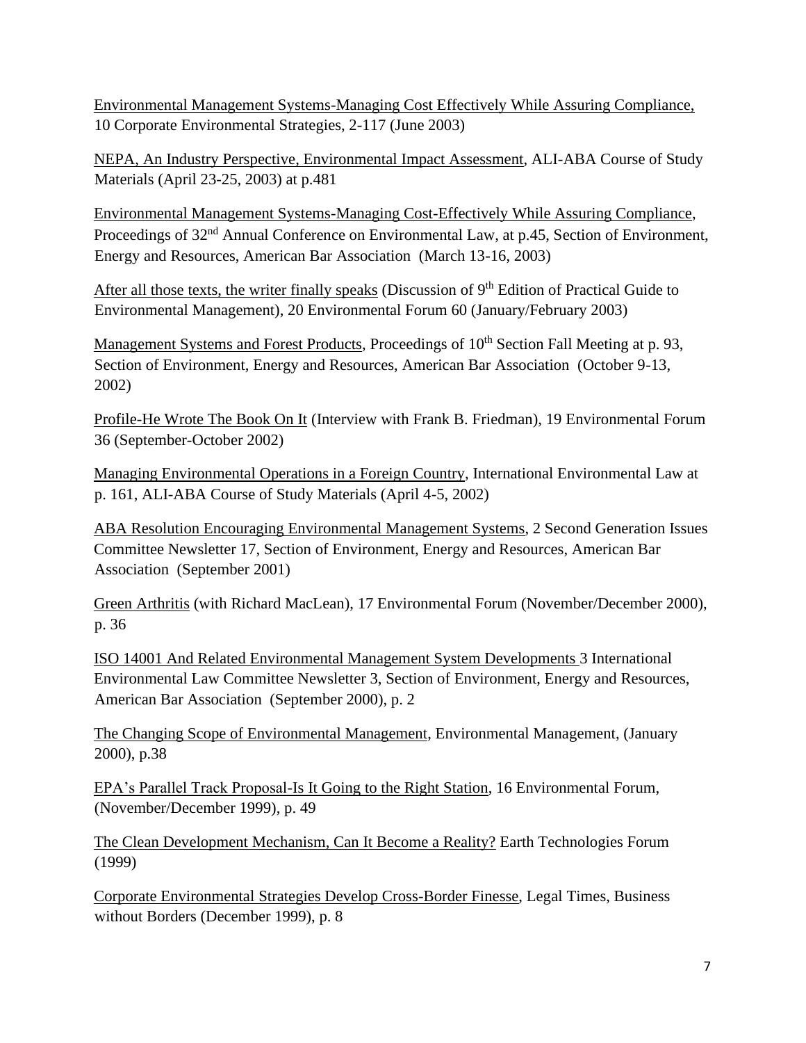Environmental Management Systems-Managing Cost Effectively While Assuring Compliance, 10 Corporate Environmental Strategies, 2-117 (June 2003)

NEPA, An Industry Perspective, Environmental Impact Assessment, ALI-ABA Course of Study Materials (April 23-25, 2003) at p.481

Environmental Management Systems-Managing Cost-Effectively While Assuring Compliance, Proceedings of 32nd Annual Conference on Environmental Law, at p.45, Section of Environment, Energy and Resources, American Bar Association (March 13-16, 2003)

After all those texts, the writer finally speaks (Discussion of 9th Edition of Practical Guide to Environmental Management), 20 Environmental Forum 60 (January/February 2003)

Management Systems and Forest Products, Proceedings of 10th Section Fall Meeting at p. 93, Section of Environment, Energy and Resources, American Bar Association (October 9-13, 2002)

Profile-He Wrote The Book On It (Interview with Frank B. Friedman), 19 Environmental Forum 36 (September-October 2002)

Managing Environmental Operations in a Foreign Country, International Environmental Law at p. 161, ALI-ABA Course of Study Materials (April 4-5, 2002)

ABA Resolution Encouraging Environmental Management Systems, 2 Second Generation Issues Committee Newsletter 17, Section of Environment, Energy and Resources, American Bar Association (September 2001)

Green Arthritis (with Richard MacLean), 17 Environmental Forum (November/December 2000), p. 36

ISO 14001 And Related Environmental Management System Developments 3 International Environmental Law Committee Newsletter 3, Section of Environment, Energy and Resources, American Bar Association (September 2000), p. 2

The Changing Scope of Environmental Management, Environmental Management, (January 2000), p.38

EPA's Parallel Track Proposal-Is It Going to the Right Station, 16 Environmental Forum, (November/December 1999), p. 49

The Clean Development Mechanism, Can It Become a Reality? Earth Technologies Forum (1999)

Corporate Environmental Strategies Develop Cross-Border Finesse, Legal Times, Business without Borders (December 1999), p. 8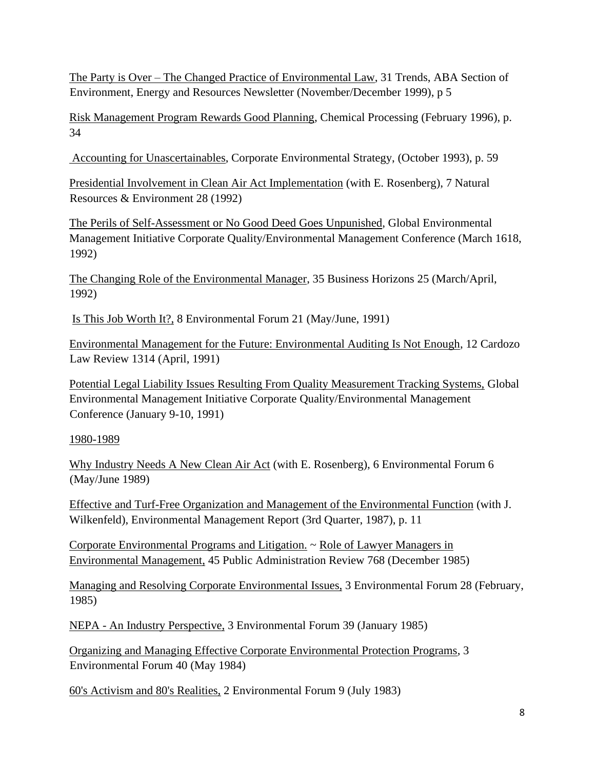<u>The Party is Over – The Changed Practice of Environmental Law</u>, 31 Trends, ABA Section of Environment, Energy and Resources Newsletter (November/December 1999), p 5

<u>Risk Management Program Rewards Good Planning</u>, Chemical Processing (February 1996), p. 34

<u>Accounting for Unascertainables</u>, Corporate Environmental Strategy, (October 1993), p. 59

<u>Presidential Involvement in Clean Air Act Implementation</u> (with E. Rosenberg), 7 Natural Resources & Environment 28 (1992)

<u>The Perils of Self-Assessment or No Good Deed Goes Unpunished</u>, Global Environmental Management Initiative Corporate Quality/Environmental Management Conference (March 1618, 1992)

<u>The Changing Role of the Environmental Manager</u>, 35 Business Horizons 25 (March/April, 1992)

<u>Is This Job Worth It?,</u> 8 Environmental Forum 21 (May/June, 1991)

<u>Environmental Management for the Future: Environmental Auditing Is Not Enough</u>, 12 Cardozo Law Review 1314 (April, 1991)

<u>Potential Legal Liability Issues Resulting From Quality Measurement Tracking Systems,</u> Global Environmental Management Initiative Corporate Quality/Environmental Management Conference (January 9-10, 1991)

<u>1980-1989</u>

<u>Why Industry Needs A New Clean Air Act</u> (with E. Rosenberg), 6 Environmental Forum 6 (May/June 1989)

<u>Effective and Turf-Free Organization and Management of the Environmental Function</u> (with J. Wilkenfeld), Environmental Management Report (3rd Quarter, 1987), p. 11

<u>Corporate Environmental Programs and Litigation.</u> ~ <u>Role of Lawyer Managers in Environmental Management,</u> 45 Public Administration Review 768 (December 1985)

<u>Managing and Resolving Corporate Environmental Issues,</u> 3 Environmental Forum 28 (February, 1985)

<u>NEPA - An Industry Perspective,</u> 3 Environmental Forum 39 (January 1985)

<u>Organizing and Managing Effective Corporate Environmental Protection Programs</u>, 3 Environmental Forum 40 (May 1984)

<u>60's Activism and 80's Realities,</u> 2 Environmental Forum 9 (July 1983)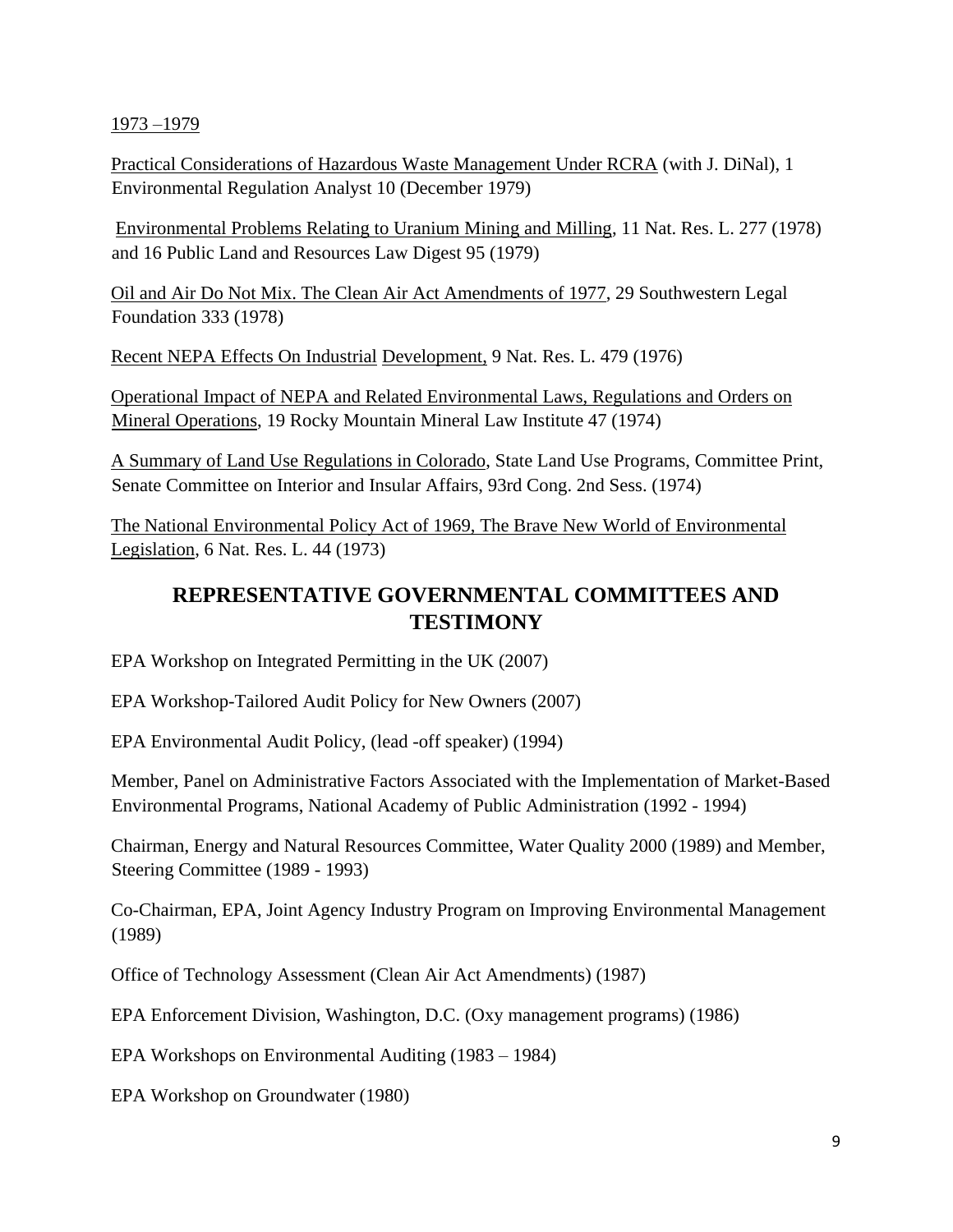1973 –1979

Practical Considerations of Hazardous Waste Management Under RCRA (with J. DiNal), 1 Environmental Regulation Analyst 10 (December 1979)

Environmental Problems Relating to Uranium Mining and Milling, 11 Nat. Res. L. 277 (1978) and 16 Public Land and Resources Law Digest 95 (1979)

Oil and Air Do Not Mix. The Clean Air Act Amendments of 1977, 29 Southwestern Legal Foundation 333 (1978)

Recent NEPA Effects On Industrial Development, 9 Nat. Res. L. 479 (1976)

Operational Impact of NEPA and Related Environmental Laws, Regulations and Orders on Mineral Operations, 19 Rocky Mountain Mineral Law Institute 47 (1974)

A Summary of Land Use Regulations in Colorado, State Land Use Programs, Committee Print, Senate Committee on Interior and Insular Affairs, 93rd Cong. 2nd Sess. (1974)

The National Environmental Policy Act of 1969, The Brave New World of Environmental Legislation, 6 Nat. Res. L. 44 (1973)

## REPRESENTATIVE GOVERNMENTAL COMMITTEES AND TESTIMONY

EPA Workshop on Integrated Permitting in the UK (2007)

EPA Workshop-Tailored Audit Policy for New Owners (2007)

EPA Environmental Audit Policy, (lead -off speaker) (1994)

Member, Panel on Administrative Factors Associated with the Implementation of Market-Based Environmental Programs, National Academy of Public Administration (1992 - 1994)

Chairman, Energy and Natural Resources Committee, Water Quality 2000 (1989) and Member, Steering Committee (1989 - 1993)

Co-Chairman, EPA, Joint Agency Industry Program on Improving Environmental Management (1989)

Office of Technology Assessment (Clean Air Act Amendments) (1987)

EPA Enforcement Division, Washington, D.C. (Oxy management programs) (1986)

EPA Workshops on Environmental Auditing (1983 – 1984)

EPA Workshop on Groundwater (1980)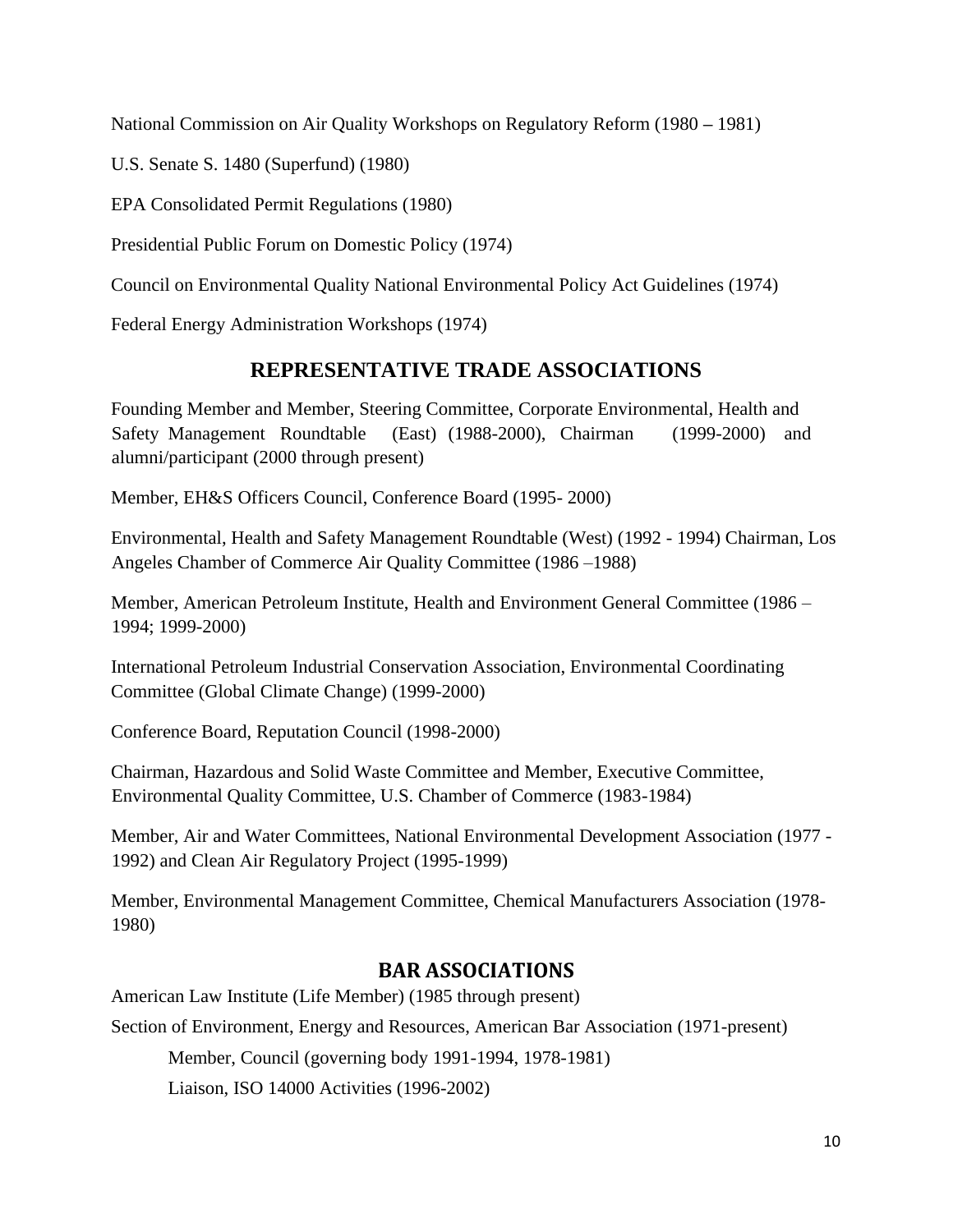National Commission on Air Quality Workshops on Regulatory Reform (1980 – 1981)

U.S. Senate S. 1480 (Superfund) (1980)

EPA Consolidated Permit Regulations (1980)

Presidential Public Forum on Domestic Policy (1974)

Council on Environmental Quality National Environmental Policy Act Guidelines (1974)

Federal Energy Administration Workshops (1974)

## REPRESENTATIVE TRADE ASSOCIATIONS

Founding Member and Member, Steering Committee, Corporate Environmental, Health and Safety Management Roundtable (East) (1988-2000), Chairman (1999-2000) and alumni/participant (2000 through present)

Member, EH&S Officers Council, Conference Board (1995- 2000)

Environmental, Health and Safety Management Roundtable (West) (1992 - 1994) Chairman, Los Angeles Chamber of Commerce Air Quality Committee (1986 –1988)

Member, American Petroleum Institute, Health and Environment General Committee (1986 – 1994; 1999-2000)

International Petroleum Industrial Conservation Association, Environmental Coordinating Committee (Global Climate Change) (1999-2000)

Conference Board, Reputation Council (1998-2000)

Chairman, Hazardous and Solid Waste Committee and Member, Executive Committee, Environmental Quality Committee, U.S. Chamber of Commerce (1983-1984)

Member, Air and Water Committees, National Environmental Development Association (1977 - 1992) and Clean Air Regulatory Project (1995-1999)

Member, Environmental Management Committee, Chemical Manufacturers Association (1978-1980)

## BAR ASSOCIATIONS

American Law Institute (Life Member) (1985 through present)

Section of Environment, Energy and Resources, American Bar Association (1971-present)

- Member, Council (governing body 1991-1994, 1978-1981)
- Liaison, ISO 14000 Activities (1996-2002)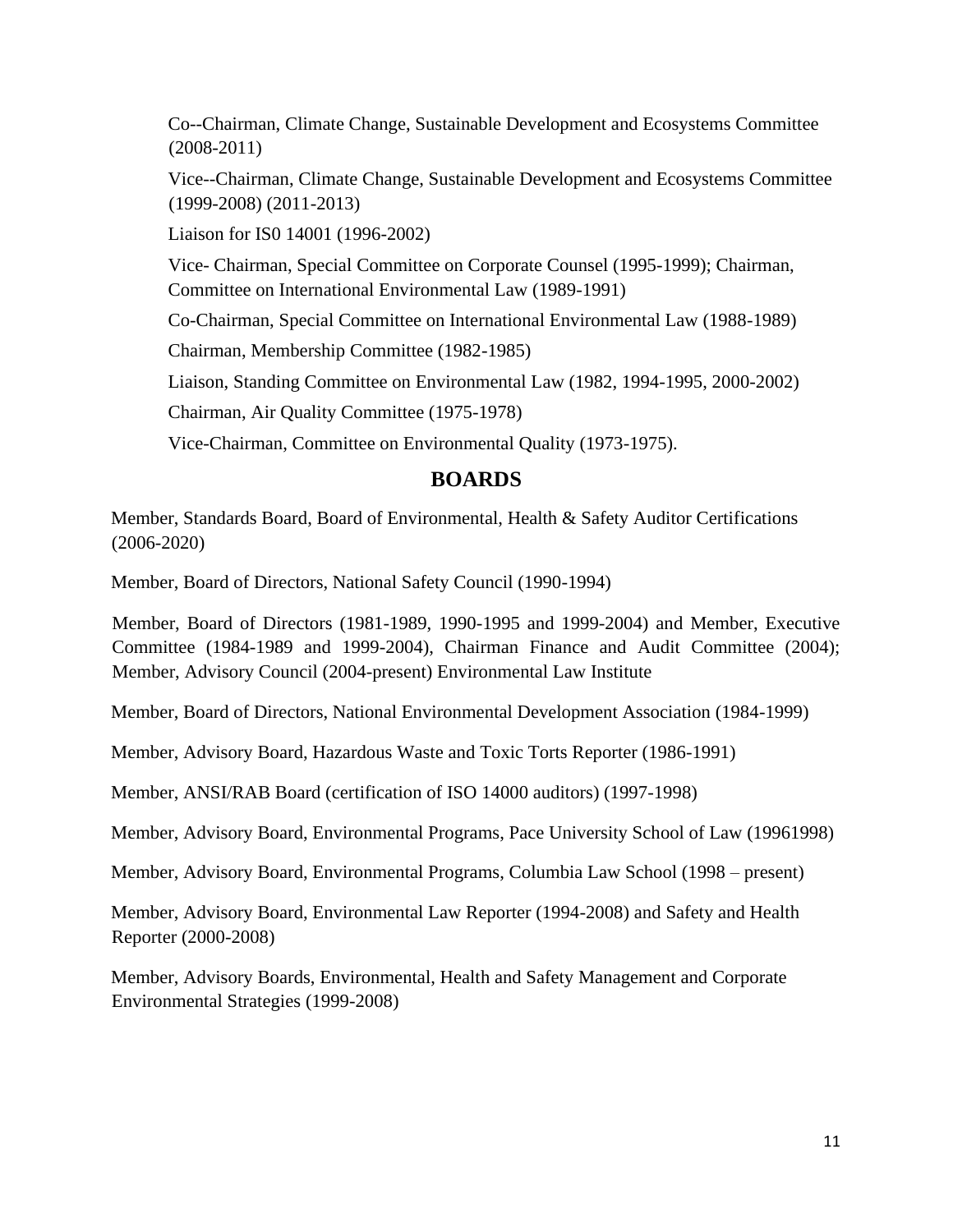Co--Chairman, Climate Change, Sustainable Development and Ecosystems Committee (2008-2011)

Vice--Chairman, Climate Change, Sustainable Development and Ecosystems Committee (1999-2008) (2011-2013)

Liaison for IS0 14001 (1996-2002)

Vice- Chairman, Special Committee on Corporate Counsel (1995-1999); Chairman, Committee on International Environmental Law (1989-1991)

Co-Chairman, Special Committee on International Environmental Law (1988-1989)

Chairman, Membership Committee (1982-1985)

Liaison, Standing Committee on Environmental Law (1982, 1994-1995, 2000-2002)

Chairman, Air Quality Committee (1975-1978)

Vice-Chairman, Committee on Environmental Quality (1973-1975).

## BOARDS

Member, Standards Board, Board of Environmental, Health & Safety Auditor Certifications (2006-2020)

Member, Board of Directors, National Safety Council (1990-1994)

Member, Board of Directors (1981-1989, 1990-1995 and 1999-2004) and Member, Executive Committee (1984-1989 and 1999-2004), Chairman Finance and Audit Committee (2004); Member, Advisory Council (2004-present) Environmental Law Institute

Member, Board of Directors, National Environmental Development Association (1984-1999)

Member, Advisory Board, Hazardous Waste and Toxic Torts Reporter (1986-1991)

Member, ANSI/RAB Board (certification of ISO 14000 auditors) (1997-1998)

Member, Advisory Board, Environmental Programs, Pace University School of Law (19961998)

Member, Advisory Board, Environmental Programs, Columbia Law School (1998 – present)

Member, Advisory Board, Environmental Law Reporter (1994-2008) and Safety and Health Reporter (2000-2008)

Member, Advisory Boards, Environmental, Health and Safety Management and Corporate Environmental Strategies (1999-2008)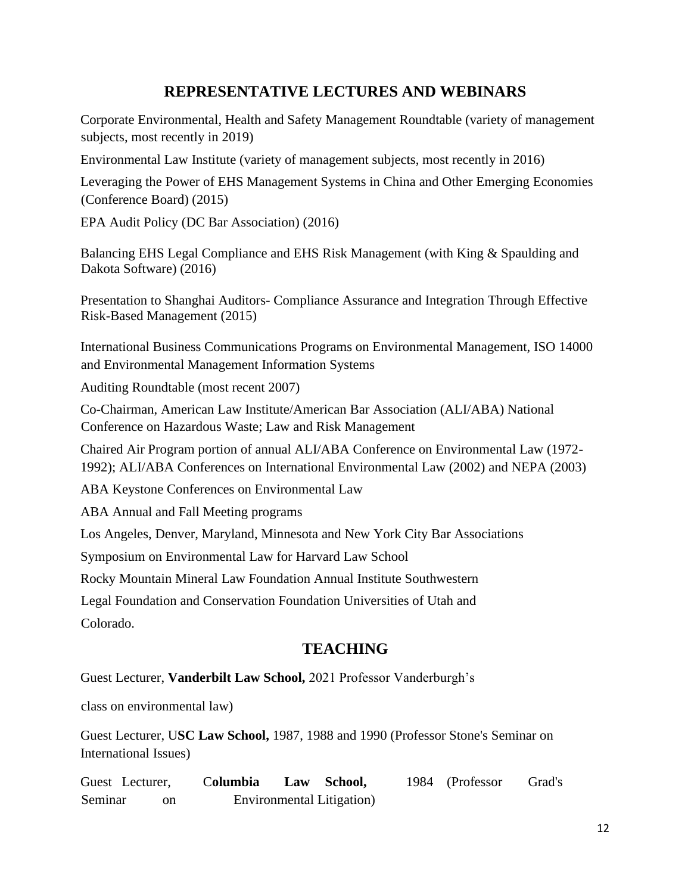## REPRESENTATIVE LECTURES AND WEBINARS

Corporate Environmental, Health and Safety Management Roundtable (variety of management subjects, most recently in 2019)

Environmental Law Institute (variety of management subjects, most recently in 2016)

Leveraging the Power of EHS Management Systems in China and Other Emerging Economies (Conference Board) (2015)

EPA Audit Policy (DC Bar Association) (2016)

Balancing EHS Legal Compliance and EHS Risk Management (with King & Spaulding and Dakota Software) (2016)

Presentation to Shanghai Auditors- Compliance Assurance and Integration Through Effective Risk-Based Management (2015)

International Business Communications Programs on Environmental Management, ISO 14000 and Environmental Management Information Systems

Auditing Roundtable (most recent 2007)

Co-Chairman, American Law Institute/American Bar Association (ALI/ABA) National Conference on Hazardous Waste; Law and Risk Management

Chaired Air Program portion of annual ALI/ABA Conference on Environmental Law (1972-1992); ALI/ABA Conferences on International Environmental Law (2002) and NEPA (2003)

ABA Keystone Conferences on Environmental Law

ABA Annual and Fall Meeting programs

Los Angeles, Denver, Maryland, Minnesota and New York City Bar Associations

Symposium on Environmental Law for Harvard Law School

Rocky Mountain Mineral Law Foundation Annual Institute Southwestern

Legal Foundation and Conservation Foundation Universities of Utah and Colorado.

## TEACHING

Guest Lecturer, **Vanderbilt Law School,** 2021 Professor Vanderburgh's class on environmental law)

Guest Lecturer, U**SC Law School,** 1987, 1988 and 1990 (Professor Stone's Seminar on International Issues)

Guest Lecturer, C**olumbia Law School,** 1984 (Professor Grad's Seminar on Environmental Litigation)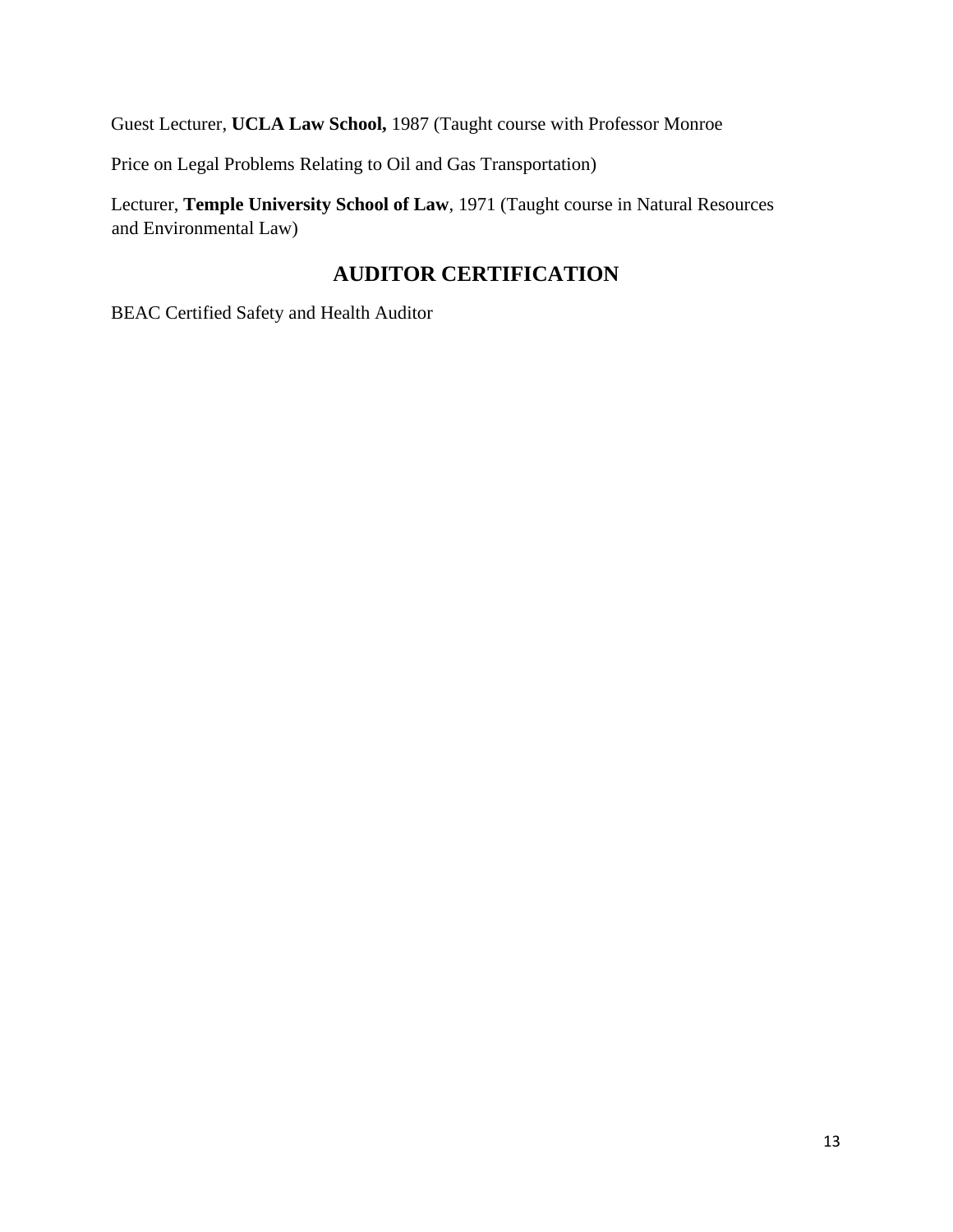Guest Lecturer, **UCLA Law School,** 1987 (Taught course with Professor Monroe Price on Legal Problems Relating to Oil and Gas Transportation)

Lecturer, **Temple University School of Law**, 1971 (Taught course in Natural Resources and Environmental Law)

## AUDITOR CERTIFICATION

BEAC Certified Safety and Health Auditor